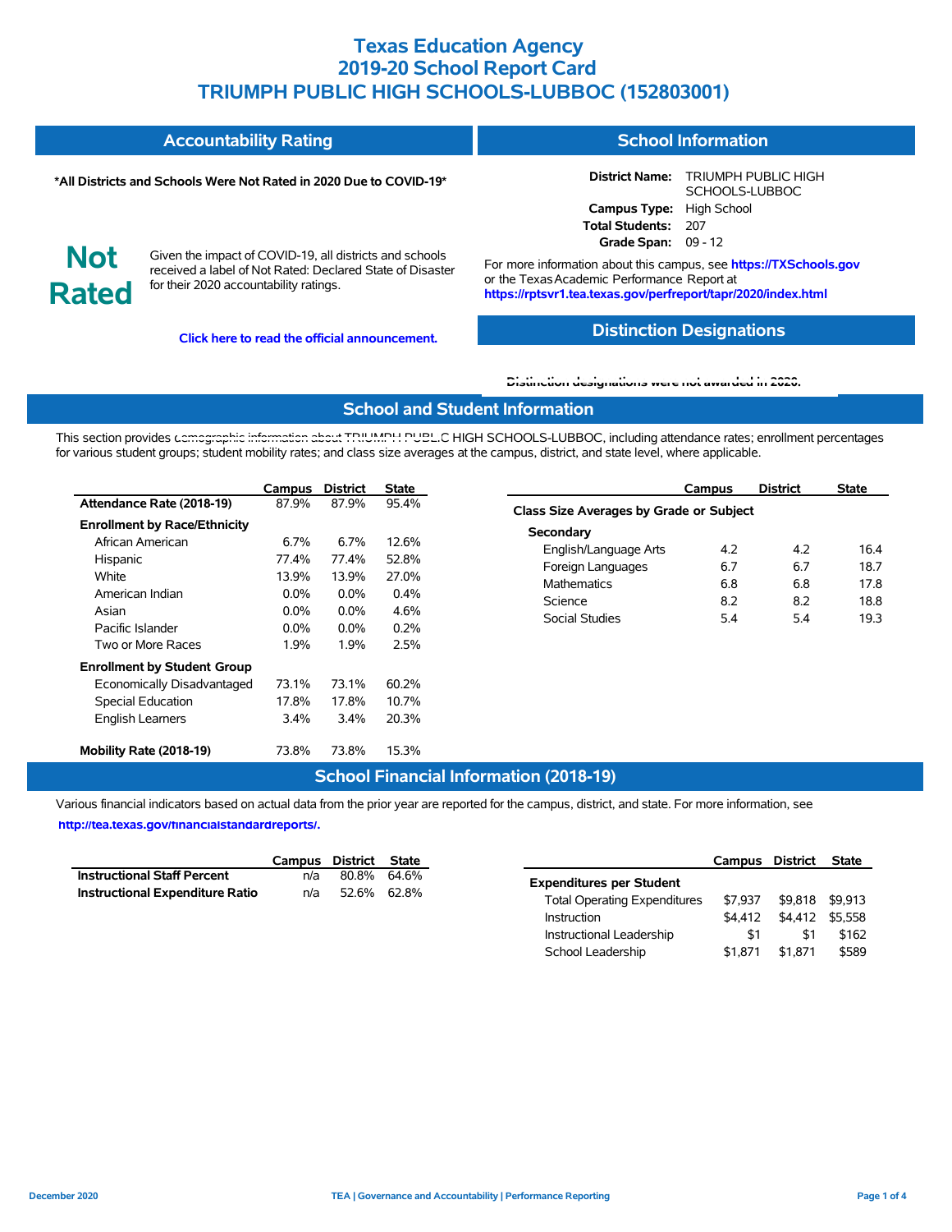# Texas Education Agency
# 2019-20 School Report Card
# TRIUMPH PUBLIC HIGH SCHOOLS-LUBBOC (152803001)

## Accountability Rating

**\*All Districts and Schools Were Not Rated in 2020 Due to COVID-19\***

**Not Rated**

Given the impact of COVID-19, all districts and schools received a label of Not Rated: Declared State of Disaster for their 2020 accountability ratings.

**Click here to read the official announcement.**

## School Information

**District Name:** TRIUMPH PUBLIC HIGH SCHOOLS-LUBBOC
**Campus Type:** High School
**Total Students:** 207
**Grade Span:** 09 - 12

For more information about this campus, see **https://TXSchools.gov** or the Texas Academic Performance Report at **https://rptsvr1.tea.texas.gov/perfreport/tapr/2020/index.html**

## Distinction Designations

**Distinction designations were not awarded in 2020.**

## School and Student Information

This section provides demographic information about TRIUMPH PUBLIC HIGH SCHOOLS-LUBBOC, including attendance rates; enrollment percentages for various student groups; student mobility rates; and class size averages at the campus, district, and state level, where applicable.

| | Campus | District | State |
|---|---|---|---|
| **Attendance Rate (2018-19)** | 87.9% | 87.9% | 95.4% |
| **Enrollment by Race/Ethnicity** | | | |
| African American | 6.7% | 6.7% | 12.6% |
| Hispanic | 77.4% | 77.4% | 52.8% |
| White | 13.9% | 13.9% | 27.0% |
| American Indian | 0.0% | 0.0% | 0.4% |
| Asian | 0.0% | 0.0% | 4.6% |
| Pacific Islander | 0.0% | 0.0% | 0.2% |
| Two or More Races | 1.9% | 1.9% | 2.5% |
| **Enrollment by Student Group** | | | |
| Economically Disadvantaged | 73.1% | 73.1% | 60.2% |
| Special Education | 17.8% | 17.8% | 10.7% |
| English Learners | 3.4% | 3.4% | 20.3% |
| **Mobility Rate (2018-19)** | 73.8% | 73.8% | 15.3% |

| | Campus | District | State |
|---|---|---|---|
| **Class Size Averages by Grade or Subject** | | | |
| **Secondary** | | | |
| English/Language Arts | 4.2 | 4.2 | 16.4 |
| Foreign Languages | 6.7 | 6.7 | 18.7 |
| Mathematics | 6.8 | 6.8 | 17.8 |
| Science | 8.2 | 8.2 | 18.8 |
| Social Studies | 5.4 | 5.4 | 19.3 |

## School Financial Information (2018-19)

Various financial indicators based on actual data from the prior year are reported for the campus, district, and state. For more information, see **http://tea.texas.gov/financialstandardreports/.**

| | Campus | District | State |
|---|---|---|---|
| **Instructional Staff Percent** | n/a | 80.8% | 64.6% |
| **Instructional Expenditure Ratio** | n/a | 52.6% | 62.8% |

| | Campus | District | State |
|---|---|---|---|
| **Expenditures per Student** | | | |
| Total Operating Expenditures | $7,937 | $9,818 | $9,913 |
| Instruction | $4,412 | $4,412 | $5,558 |
| Instructional Leadership | $1 | $1 | $162 |
| School Leadership | $1,871 | $1,871 | $589 |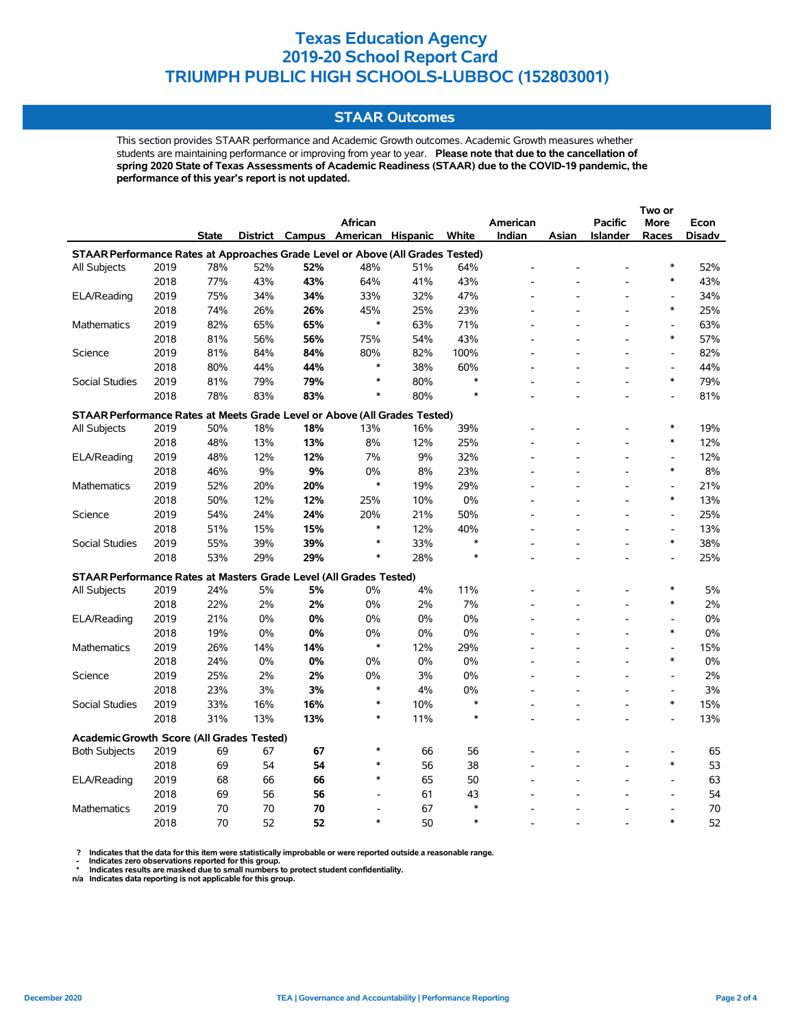# Texas Education Agency
# 2019-20 School Report Card
# TRIUMPH PUBLIC HIGH SCHOOLS-LUBBOC (152803001)

## STAAR Outcomes

This section provides STAAR performance and Academic Growth outcomes. Academic Growth measures whether students are maintaining performance or improving from year to year. **Please note that due to the cancellation of spring 2020 State of Texas Assessments of Academic Readiness (STAAR) due to the COVID-19 pandemic, the performance of this year's report is not updated.**

| | | State | District | Campus | African American | Hispanic | White | American Indian | Asian | Pacific Islander | Two or More Races | Econ Disadv |
|---|---|---|---|---|---|---|---|---|---|---|---|---|
| **STAAR Performance Rates at Approaches Grade Level or Above (All Grades Tested)** | | | | | | | | | | | | |
| All Subjects | 2019 | 78% | 52% | **52%** | 48% | 51% | 64% | - | - | - | * | 52% |
| | 2018 | 77% | 43% | **43%** | 64% | 41% | 43% | - | - | - | * | 43% |
| ELA/Reading | 2019 | 75% | 34% | **34%** | 33% | 32% | 47% | - | - | - | - | 34% |
| | 2018 | 74% | 26% | **26%** | 45% | 25% | 23% | - | - | - | * | 25% |
| Mathematics | 2019 | 82% | 65% | **65%** | * | 63% | 71% | - | - | - | - | 63% |
| | 2018 | 81% | 56% | **56%** | 75% | 54% | 43% | - | - | - | * | 57% |
| Science | 2019 | 81% | 84% | **84%** | 80% | 82% | 100% | - | - | - | - | 82% |
| | 2018 | 80% | 44% | **44%** | * | 38% | 60% | - | - | - | - | 44% |
| Social Studies | 2019 | 81% | 79% | **79%** | * | 80% | * | - | - | - | * | 79% |
| | 2018 | 78% | 83% | **83%** | * | 80% | * | - | - | - | - | 81% |
| **STAAR Performance Rates at Meets Grade Level or Above (All Grades Tested)** | | | | | | | | | | | | |
| All Subjects | 2019 | 50% | 18% | **18%** | 13% | 16% | 39% | - | - | - | * | 19% |
| | 2018 | 48% | 13% | **13%** | 8% | 12% | 25% | - | - | - | * | 12% |
| ELA/Reading | 2019 | 48% | 12% | **12%** | 7% | 9% | 32% | - | - | - | - | 12% |
| | 2018 | 46% | 9% | **9%** | 0% | 8% | 23% | - | - | - | * | 8% |
| Mathematics | 2019 | 52% | 20% | **20%** | * | 19% | 29% | - | - | - | - | 21% |
| | 2018 | 50% | 12% | **12%** | 25% | 10% | 0% | - | - | - | * | 13% |
| Science | 2019 | 54% | 24% | **24%** | 20% | 21% | 50% | - | - | - | - | 25% |
| | 2018 | 51% | 15% | **15%** | * | 12% | 40% | - | - | - | - | 13% |
| Social Studies | 2019 | 55% | 39% | **39%** | * | 33% | * | - | - | - | * | 38% |
| | 2018 | 53% | 29% | **29%** | * | 28% | * | - | - | - | - | 25% |
| **STAAR Performance Rates at Masters Grade Level (All Grades Tested)** | | | | | | | | | | | | |
| All Subjects | 2019 | 24% | 5% | **5%** | 0% | 4% | 11% | - | - | - | * | 5% |
| | 2018 | 22% | 2% | **2%** | 0% | 2% | 7% | - | - | - | * | 2% |
| ELA/Reading | 2019 | 21% | 0% | **0%** | 0% | 0% | 0% | - | - | - | - | 0% |
| | 2018 | 19% | 0% | **0%** | 0% | 0% | 0% | - | - | - | * | 0% |
| Mathematics | 2019 | 26% | 14% | **14%** | * | 12% | 29% | - | - | - | - | 15% |
| | 2018 | 24% | 0% | **0%** | 0% | 0% | 0% | - | - | - | * | 0% |
| Science | 2019 | 25% | 2% | **2%** | 0% | 3% | 0% | - | - | - | - | 2% |
| | 2018 | 23% | 3% | **3%** | * | 4% | 0% | - | - | - | - | 3% |
| Social Studies | 2019 | 33% | 16% | **16%** | * | 10% | * | - | - | - | * | 15% |
| | 2018 | 31% | 13% | **13%** | * | 11% | * | - | - | - | - | 13% |
| **Academic Growth Score (All Grades Tested)** | | | | | | | | | | | | |
| Both Subjects | 2019 | 69 | 67 | **67** | * | 66 | 56 | - | - | - | - | 65 |
| | 2018 | 69 | 54 | **54** | * | 56 | 38 | - | - | - | * | 53 |
| ELA/Reading | 2019 | 68 | 66 | **66** | * | 65 | 50 | - | - | - | - | 63 |
| | 2018 | 69 | 56 | **56** | - | 61 | 43 | - | - | - | - | 54 |
| Mathematics | 2019 | 70 | 70 | **70** | - | 67 | * | - | - | - | - | 70 |
| | 2018 | 70 | 52 | **52** | * | 50 | * | - | - | - | * | 52 |

? Indicates that the data for this item were statistically improbable or were reported outside a reasonable range.
\- Indicates zero observations reported for this group.
\* Indicates results are masked due to small numbers to protect student confidentiality.
n/a Indicates data reporting is not applicable for this group.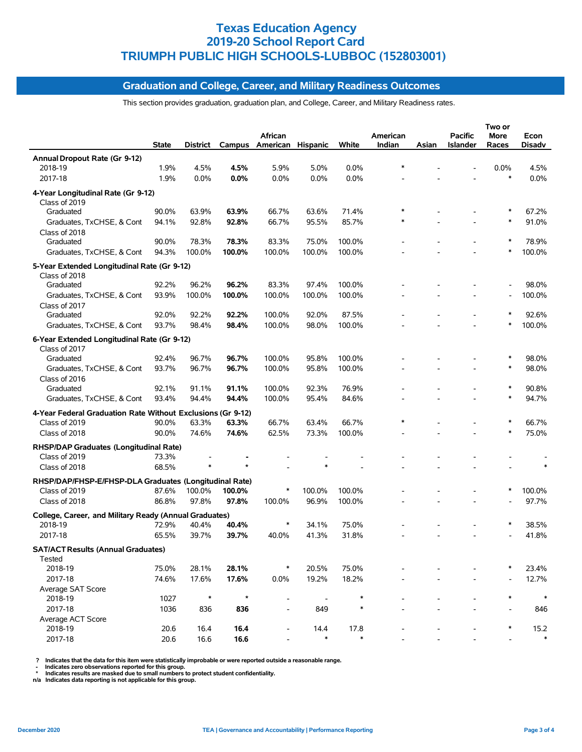# Texas Education Agency
# 2019-20 School Report Card
# TRIUMPH PUBLIC HIGH SCHOOLS-LUBBOC (152803001)

## Graduation and College, Career, and Military Readiness Outcomes

This section provides graduation, graduation plan, and College, Career, and Military Readiness rates.

| | State | District | Campus | African American | Hispanic | White | American Indian | Asian | Pacific Islander | Two or More Races | Econ Disadv |
|---|---|---|---|---|---|---|---|---|---|---|---|
| **Annual Dropout Rate (Gr 9-12)** | | | | | | | | | | | |
| 2018-19 | 1.9% | 4.5% | **4.5%** | 5.9% | 5.0% | 0.0% | * | - | - | 0.0% | 4.5% |
| 2017-18 | 1.9% | 0.0% | **0.0%** | 0.0% | 0.0% | 0.0% | - | - | - | * | 0.0% |
| **4-Year Longitudinal Rate (Gr 9-12)** | | | | | | | | | | | |
| Class of 2019 | | | | | | | | | | | |
| Graduated | 90.0% | 63.9% | **63.9%** | 66.7% | 63.6% | 71.4% | * | - | - | * | 67.2% |
| Graduates, TxCHSE, & Cont | 94.1% | 92.8% | **92.8%** | 66.7% | 95.5% | 85.7% | * | - | - | * | 91.0% |
| Class of 2018 | | | | | | | | | | | |
| Graduated | 90.0% | 78.3% | **78.3%** | 83.3% | 75.0% | 100.0% | - | - | - | * | 78.9% |
| Graduates, TxCHSE, & Cont | 94.3% | 100.0% | **100.0%** | 100.0% | 100.0% | 100.0% | - | - | - | * | 100.0% |
| **5-Year Extended Longitudinal Rate (Gr 9-12)** | | | | | | | | | | | |
| Class of 2018 | | | | | | | | | | | |
| Graduated | 92.2% | 96.2% | **96.2%** | 83.3% | 97.4% | 100.0% | - | - | - | - | 98.0% |
| Graduates, TxCHSE, & Cont | 93.9% | 100.0% | **100.0%** | 100.0% | 100.0% | 100.0% | - | - | - | - | 100.0% |
| Class of 2017 | | | | | | | | | | | |
| Graduated | 92.0% | 92.2% | **92.2%** | 100.0% | 92.0% | 87.5% | - | - | - | * | 92.6% |
| Graduates, TxCHSE, & Cont | 93.7% | 98.4% | **98.4%** | 100.0% | 98.0% | 100.0% | - | - | - | * | 100.0% |
| **6-Year Extended Longitudinal Rate (Gr 9-12)** | | | | | | | | | | | |
| Class of 2017 | | | | | | | | | | | |
| Graduated | 92.4% | 96.7% | **96.7%** | 100.0% | 95.8% | 100.0% | - | - | - | * | 98.0% |
| Graduates, TxCHSE, & Cont | 93.7% | 96.7% | **96.7%** | 100.0% | 95.8% | 100.0% | - | - | - | * | 98.0% |
| Class of 2016 | | | | | | | | | | | |
| Graduated | 92.1% | 91.1% | **91.1%** | 100.0% | 92.3% | 76.9% | - | - | - | * | 90.8% |
| Graduates, TxCHSE, & Cont | 93.4% | 94.4% | **94.4%** | 100.0% | 95.4% | 84.6% | - | - | - | * | 94.7% |
| **4-Year Federal Graduation Rate Without Exclusions (Gr 9-12)** | | | | | | | | | | | |
| Class of 2019 | 90.0% | 63.3% | **63.3%** | 66.7% | 63.4% | 66.7% | * | - | - | * | 66.7% |
| Class of 2018 | 90.0% | 74.6% | **74.6%** | 62.5% | 73.3% | 100.0% | - | - | - | * | 75.0% |
| **RHSP/DAP Graduates (Longitudinal Rate)** | | | | | | | | | | | |
| Class of 2019 | 73.3% | - | **-** | - | - | - | - | - | - | - | - |
| Class of 2018 | 68.5% | * | * | - | * | - | - | - | - | - | * |
| **RHSP/DAP/FHSP-E/FHSP-DLA Graduates (Longitudinal Rate)** | | | | | | | | | | | |
| Class of 2019 | 87.6% | 100.0% | **100.0%** | * | 100.0% | 100.0% | - | - | - | * | 100.0% |
| Class of 2018 | 86.8% | 97.8% | **97.8%** | 100.0% | 96.9% | 100.0% | - | - | - | - | 97.7% |
| **College, Career, and Military Ready (Annual Graduates)** | | | | | | | | | | | |
| 2018-19 | 72.9% | 40.4% | **40.4%** | * | 34.1% | 75.0% | - | - | - | * | 38.5% |
| 2017-18 | 65.5% | 39.7% | **39.7%** | 40.0% | 41.3% | 31.8% | - | - | - | - | 41.8% |
| **SAT/ACT Results (Annual Graduates)** | | | | | | | | | | | |
| Tested | | | | | | | | | | | |
| 2018-19 | 75.0% | 28.1% | **28.1%** | * | 20.5% | 75.0% | - | - | - | * | 23.4% |
| 2017-18 | 74.6% | 17.6% | **17.6%** | 0.0% | 19.2% | 18.2% | - | - | - | - | 12.7% |
| Average SAT Score | | | | | | | | | | | |
| 2018-19 | 1027 | * | * | - | - | * | - | - | - | * | * |
| 2017-18 | 1036 | 836 | **836** | - | 849 | * | - | - | - | - | 846 |
| Average ACT Score | | | | | | | | | | | |
| 2018-19 | 20.6 | 16.4 | **16.4** | - | 14.4 | 17.8 | - | - | - | * | 15.2 |
| 2017-18 | 20.6 | 16.6 | **16.6** | - | * | * | - | - | - | - | * |

? Indicates that the data for this item were statistically improbable or were reported outside a reasonable range.
\- Indicates zero observations reported for this group.
\* Indicates results are masked due to small numbers to protect student confidentiality.
n/a Indicates data reporting is not applicable for this group.